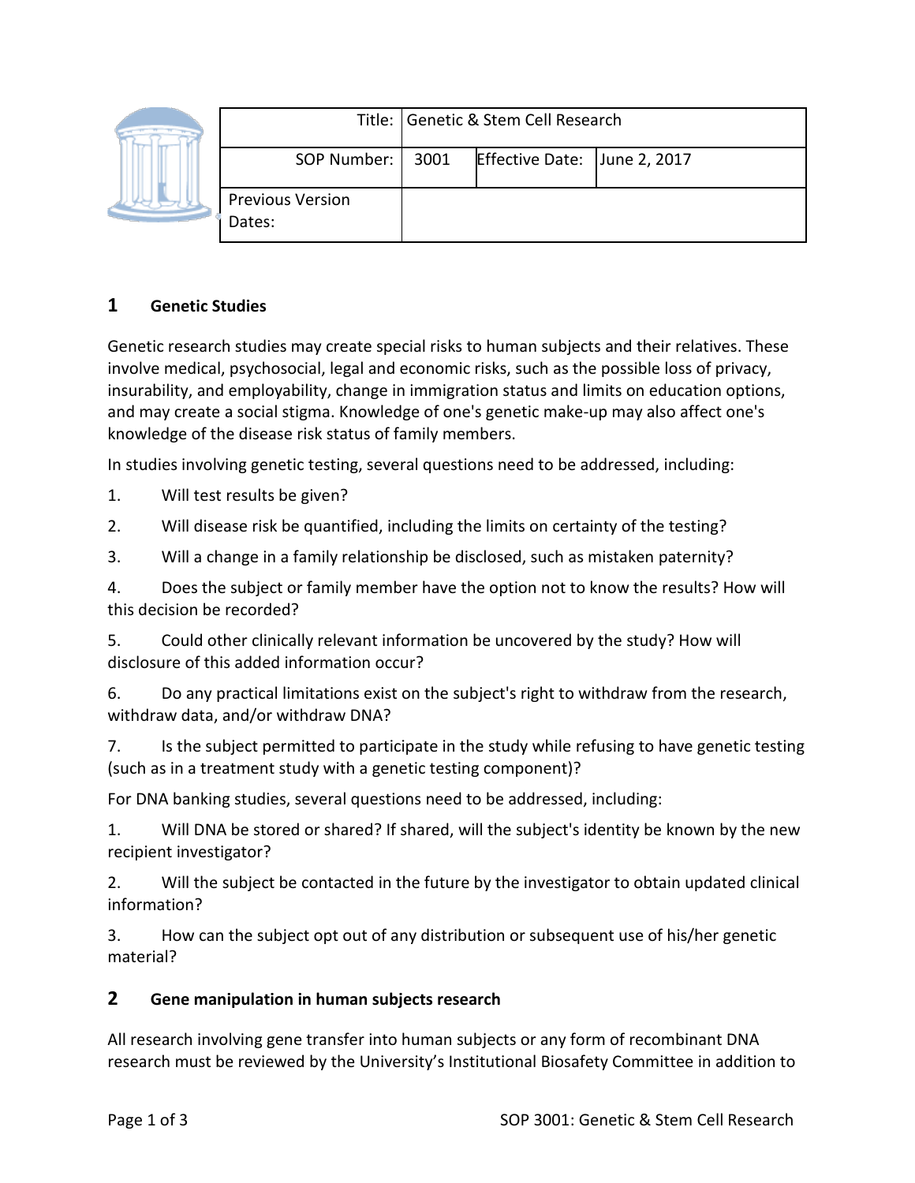| Title: | Genetic & Stem Cell Research | | |
|---|---|---|---|
| SOP Number: | 3001 | Effective Date: | June 2, 2017 |
| Previous Version Dates: | | | |

## 1 Genetic Studies

Genetic research studies may create special risks to human subjects and their relatives. These involve medical, psychosocial, legal and economic risks, such as the possible loss of privacy, insurability, and employability, change in immigration status and limits on education options, and may create a social stigma. Knowledge of one's genetic make-up may also affect one's knowledge of the disease risk status of family members.

In studies involving genetic testing, several questions need to be addressed, including:

1. Will test results be given?
2. Will disease risk be quantified, including the limits on certainty of the testing?
3. Will a change in a family relationship be disclosed, such as mistaken paternity?
4. Does the subject or family member have the option not to know the results? How will this decision be recorded?
5. Could other clinically relevant information be uncovered by the study? How will disclosure of this added information occur?
6. Do any practical limitations exist on the subject's right to withdraw from the research, withdraw data, and/or withdraw DNA?
7. Is the subject permitted to participate in the study while refusing to have genetic testing (such as in a treatment study with a genetic testing component)?

For DNA banking studies, several questions need to be addressed, including:

1. Will DNA be stored or shared? If shared, will the subject's identity be known by the new recipient investigator?
2. Will the subject be contacted in the future by the investigator to obtain updated clinical information?
3. How can the subject opt out of any distribution or subsequent use of his/her genetic material?

## 2 Gene manipulation in human subjects research

All research involving gene transfer into human subjects or any form of recombinant DNA research must be reviewed by the University's Institutional Biosafety Committee in addition to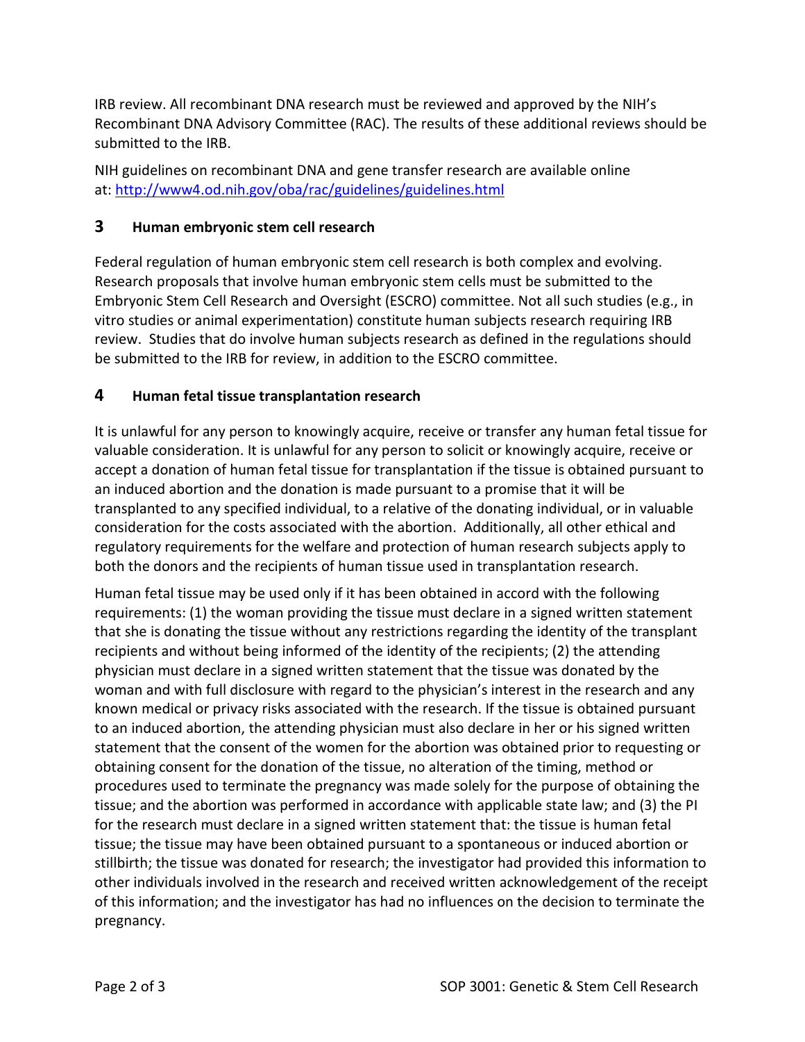IRB review. All recombinant DNA research must be reviewed and approved by the NIH's Recombinant DNA Advisory Committee (RAC). The results of these additional reviews should be submitted to the IRB.

NIH guidelines on recombinant DNA and gene transfer research are available online at: [http://www4.od.nih.gov/oba/rac/guidelines/guidelines.html](http://www4.od.nih.gov/oba/rac/guidelines/guidelines.html)

## 3 Human embryonic stem cell research

Federal regulation of human embryonic stem cell research is both complex and evolving. Research proposals that involve human embryonic stem cells must be submitted to the Embryonic Stem Cell Research and Oversight (ESCRO) committee. Not all such studies (e.g., in vitro studies or animal experimentation) constitute human subjects research requiring IRB review. Studies that do involve human subjects research as defined in the regulations should be submitted to the IRB for review, in addition to the ESCRO committee.

## 4 Human fetal tissue transplantation research

It is unlawful for any person to knowingly acquire, receive or transfer any human fetal tissue for valuable consideration. It is unlawful for any person to solicit or knowingly acquire, receive or accept a donation of human fetal tissue for transplantation if the tissue is obtained pursuant to an induced abortion and the donation is made pursuant to a promise that it will be transplanted to any specified individual, to a relative of the donating individual, or in valuable consideration for the costs associated with the abortion. Additionally, all other ethical and regulatory requirements for the welfare and protection of human research subjects apply to both the donors and the recipients of human tissue used in transplantation research.

Human fetal tissue may be used only if it has been obtained in accord with the following requirements: (1) the woman providing the tissue must declare in a signed written statement that she is donating the tissue without any restrictions regarding the identity of the transplant recipients and without being informed of the identity of the recipients; (2) the attending physician must declare in a signed written statement that the tissue was donated by the woman and with full disclosure with regard to the physician's interest in the research and any known medical or privacy risks associated with the research. If the tissue is obtained pursuant to an induced abortion, the attending physician must also declare in her or his signed written statement that the consent of the women for the abortion was obtained prior to requesting or obtaining consent for the donation of the tissue, no alteration of the timing, method or procedures used to terminate the pregnancy was made solely for the purpose of obtaining the tissue; and the abortion was performed in accordance with applicable state law; and (3) the PI for the research must declare in a signed written statement that: the tissue is human fetal tissue; the tissue may have been obtained pursuant to a spontaneous or induced abortion or stillbirth; the tissue was donated for research; the investigator had provided this information to other individuals involved in the research and received written acknowledgement of the receipt of this information; and the investigator has had no influences on the decision to terminate the pregnancy.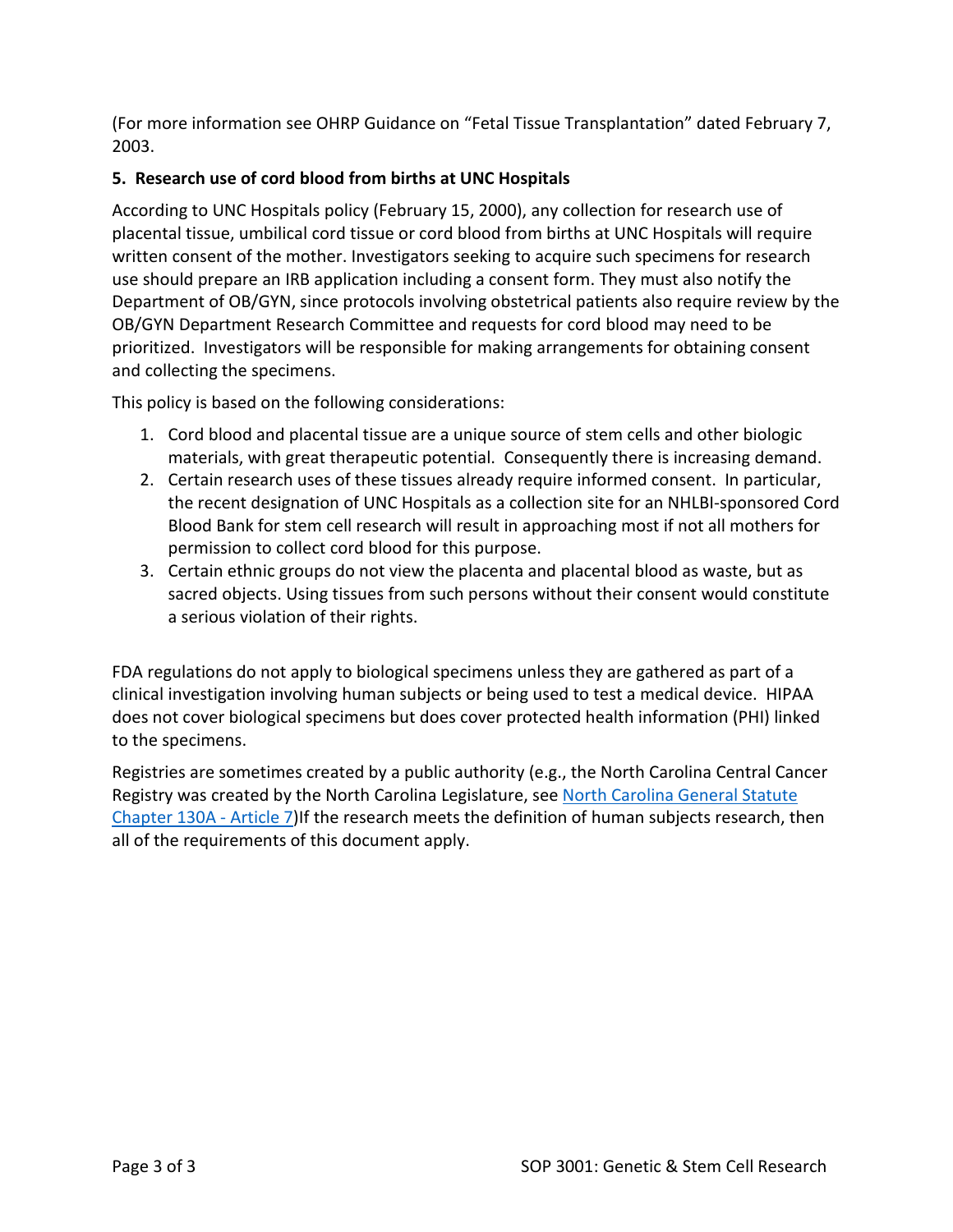(For more information see OHRP Guidance on "Fetal Tissue Transplantation" dated February 7, 2003.

**5. Research use of cord blood from births at UNC Hospitals**

According to UNC Hospitals policy (February 15, 2000), any collection for research use of placental tissue, umbilical cord tissue or cord blood from births at UNC Hospitals will require written consent of the mother. Investigators seeking to acquire such specimens for research use should prepare an IRB application including a consent form. They must also notify the Department of OB/GYN, since protocols involving obstetrical patients also require review by the OB/GYN Department Research Committee and requests for cord blood may need to be prioritized. Investigators will be responsible for making arrangements for obtaining consent and collecting the specimens.

This policy is based on the following considerations:

1. Cord blood and placental tissue are a unique source of stem cells and other biologic materials, with great therapeutic potential. Consequently there is increasing demand.
2. Certain research uses of these tissues already require informed consent. In particular, the recent designation of UNC Hospitals as a collection site for an NHLBI-sponsored Cord Blood Bank for stem cell research will result in approaching most if not all mothers for permission to collect cord blood for this purpose.
3. Certain ethnic groups do not view the placenta and placental blood as waste, but as sacred objects. Using tissues from such persons without their consent would constitute a serious violation of their rights.

FDA regulations do not apply to biological specimens unless they are gathered as part of a clinical investigation involving human subjects or being used to test a medical device. HIPAA does not cover biological specimens but does cover protected health information (PHI) linked to the specimens.

Registries are sometimes created by a public authority (e.g., the North Carolina Central Cancer Registry was created by the North Carolina Legislature, see North Carolina General Statute Chapter 130A - Article 7)If the research meets the definition of human subjects research, then all of the requirements of this document apply.